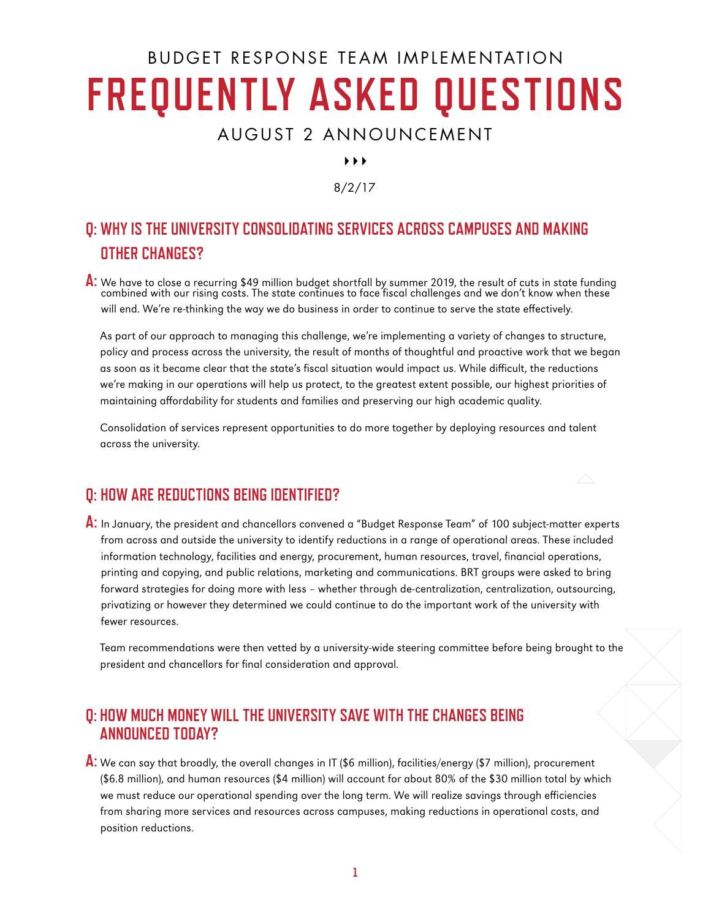BUDGET RESPONSE TEAM IMPLEMENTATION

# FREQUENTLY ASKED QUESTIONS

AUGUST 2 ANNOUNCEMENT

8/2/17

## Q: WHY IS THE UNIVERSITY CONSOLIDATING SERVICES ACROSS CAMPUSES AND MAKING OTHER CHANGES?

**A:** We have to close a recurring $49 million budget shortfall by summer 2019, the result of cuts in state funding combined with our rising costs. The state continues to face fiscal challenges and we don't know when these will end. We're re-thinking the way we do business in order to continue to serve the state effectively.

As part of our approach to managing this challenge, we're implementing a variety of changes to structure, policy and process across the university, the result of months of thoughtful and proactive work that we began as soon as it became clear that the state's fiscal situation would impact us. While difficult, the reductions we're making in our operations will help us protect, to the greatest extent possible, our highest priorities of maintaining affordability for students and families and preserving our high academic quality.

Consolidation of services represent opportunities to do more together by deploying resources and talent across the university.

## Q: HOW ARE REDUCTIONS BEING IDENTIFIED?

**A:** In January, the president and chancellors convened a "Budget Response Team" of 100 subject-matter experts from across and outside the university to identify reductions in a range of operational areas. These included information technology, facilities and energy, procurement, human resources, travel, financial operations, printing and copying, and public relations, marketing and communications. BRT groups were asked to bring forward strategies for doing more with less – whether through de-centralization, centralization, outsourcing, privatizing or however they determined we could continue to do the important work of the university with fewer resources.

Team recommendations were then vetted by a university-wide steering committee before being brought to the president and chancellors for final consideration and approval.

## Q: HOW MUCH MONEY WILL THE UNIVERSITY SAVE WITH THE CHANGES BEING ANNOUNCED TODAY?

**A:** We can say that broadly, the overall changes in IT ($6 million), facilities/energy ($7 million), procurement ($6.8 million), and human resources ($4 million) will account for about 80% of the $30 million total by which we must reduce our operational spending over the long term. We will realize savings through efficiencies from sharing more services and resources across campuses, making reductions in operational costs, and position reductions.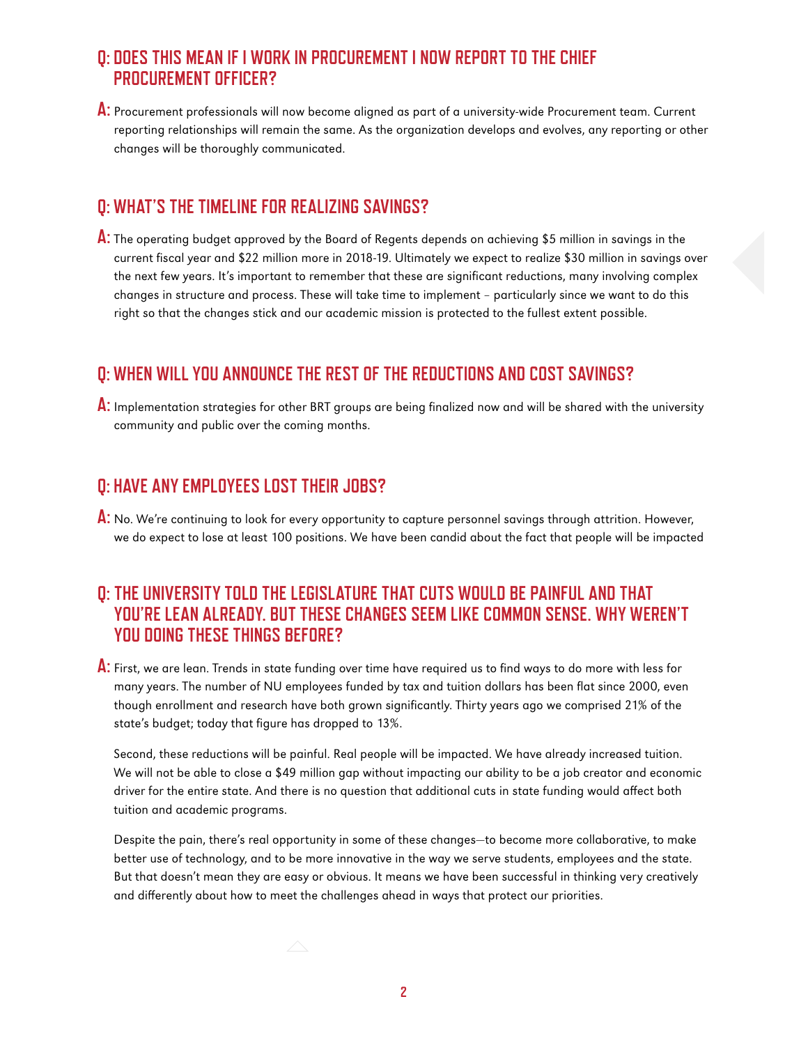## Q: DOES THIS MEAN IF I WORK IN PROCUREMENT I NOW REPORT TO THE CHIEF PROCUREMENT OFFICER?

**A:** Procurement professionals will now become aligned as part of a university-wide Procurement team. Current reporting relationships will remain the same. As the organization develops and evolves, any reporting or other changes will be thoroughly communicated.

## Q: WHAT'S THE TIMELINE FOR REALIZING SAVINGS?

**A:** The operating budget approved by the Board of Regents depends on achieving $5 million in savings in the current fiscal year and $22 million more in 2018-19. Ultimately we expect to realize $30 million in savings over the next few years. It's important to remember that these are significant reductions, many involving complex changes in structure and process. These will take time to implement – particularly since we want to do this right so that the changes stick and our academic mission is protected to the fullest extent possible.

## Q: WHEN WILL YOU ANNOUNCE THE REST OF THE REDUCTIONS AND COST SAVINGS?

**A:** Implementation strategies for other BRT groups are being finalized now and will be shared with the university community and public over the coming months.

## Q: HAVE ANY EMPLOYEES LOST THEIR JOBS?

**A:** No. We're continuing to look for every opportunity to capture personnel savings through attrition. However, we do expect to lose at least 100 positions. We have been candid about the fact that people will be impacted

## Q: THE UNIVERSITY TOLD THE LEGISLATURE THAT CUTS WOULD BE PAINFUL AND THAT YOU'RE LEAN ALREADY. BUT THESE CHANGES SEEM LIKE COMMON SENSE. WHY WEREN'T YOU DOING THESE THINGS BEFORE?

**A:** First, we are lean. Trends in state funding over time have required us to find ways to do more with less for many years. The number of NU employees funded by tax and tuition dollars has been flat since 2000, even though enrollment and research have both grown significantly. Thirty years ago we comprised 21% of the state's budget; today that figure has dropped to 13%.

Second, these reductions will be painful. Real people will be impacted. We have already increased tuition. We will not be able to close a $49 million gap without impacting our ability to be a job creator and economic driver for the entire state. And there is no question that additional cuts in state funding would affect both tuition and academic programs.

Despite the pain, there's real opportunity in some of these changes—to become more collaborative, to make better use of technology, and to be more innovative in the way we serve students, employees and the state. But that doesn't mean they are easy or obvious. It means we have been successful in thinking very creatively and differently about how to meet the challenges ahead in ways that protect our priorities.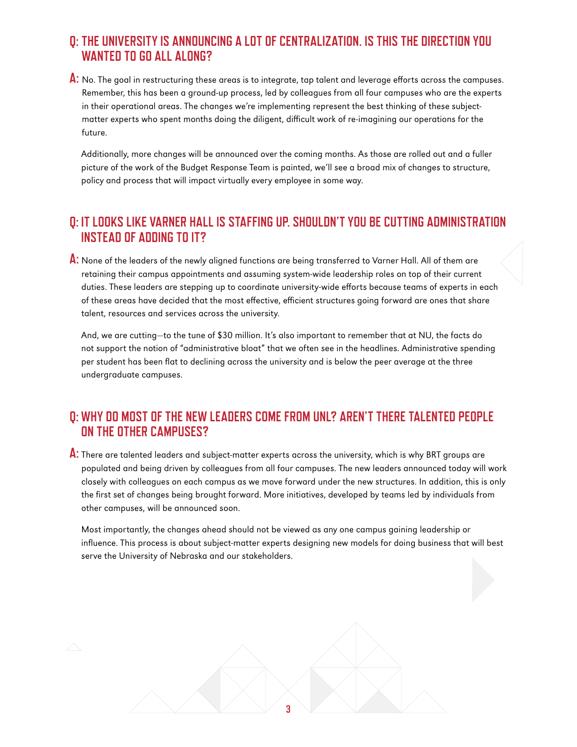## Q: THE UNIVERSITY IS ANNOUNCING A LOT OF CENTRALIZATION. IS THIS THE DIRECTION YOU WANTED TO GO ALL ALONG?

**A:** No. The goal in restructuring these areas is to integrate, tap talent and leverage efforts across the campuses. Remember, this has been a ground-up process, led by colleagues from all four campuses who are the experts in their operational areas. The changes we're implementing represent the best thinking of these subject-matter experts who spent months doing the diligent, difficult work of re-imagining our operations for the future.

Additionally, more changes will be announced over the coming months. As those are rolled out and a fuller picture of the work of the Budget Response Team is painted, we'll see a broad mix of changes to structure, policy and process that will impact virtually every employee in some way.

## Q: IT LOOKS LIKE VARNER HALL IS STAFFING UP. SHOULDN'T YOU BE CUTTING ADMINISTRATION INSTEAD OF ADDING TO IT?

**A:** None of the leaders of the newly aligned functions are being transferred to Varner Hall. All of them are retaining their campus appointments and assuming system-wide leadership roles on top of their current duties. These leaders are stepping up to coordinate university-wide efforts because teams of experts in each of these areas have decided that the most effective, efficient structures going forward are ones that share talent, resources and services across the university.

And, we are cutting—to the tune of $30 million. It's also important to remember that at NU, the facts do not support the notion of "administrative bloat" that we often see in the headlines. Administrative spending per student has been flat to declining across the university and is below the peer average at the three undergraduate campuses.

## Q: WHY DO MOST OF THE NEW LEADERS COME FROM UNL? AREN'T THERE TALENTED PEOPLE ON THE OTHER CAMPUSES?

**A:** There are talented leaders and subject-matter experts across the university, which is why BRT groups are populated and being driven by colleagues from all four campuses. The new leaders announced today will work closely with colleagues on each campus as we move forward under the new structures. In addition, this is only the first set of changes being brought forward. More initiatives, developed by teams led by individuals from other campuses, will be announced soon.

Most importantly, the changes ahead should not be viewed as any one campus gaining leadership or influence. This process is about subject-matter experts designing new models for doing business that will best serve the University of Nebraska and our stakeholders.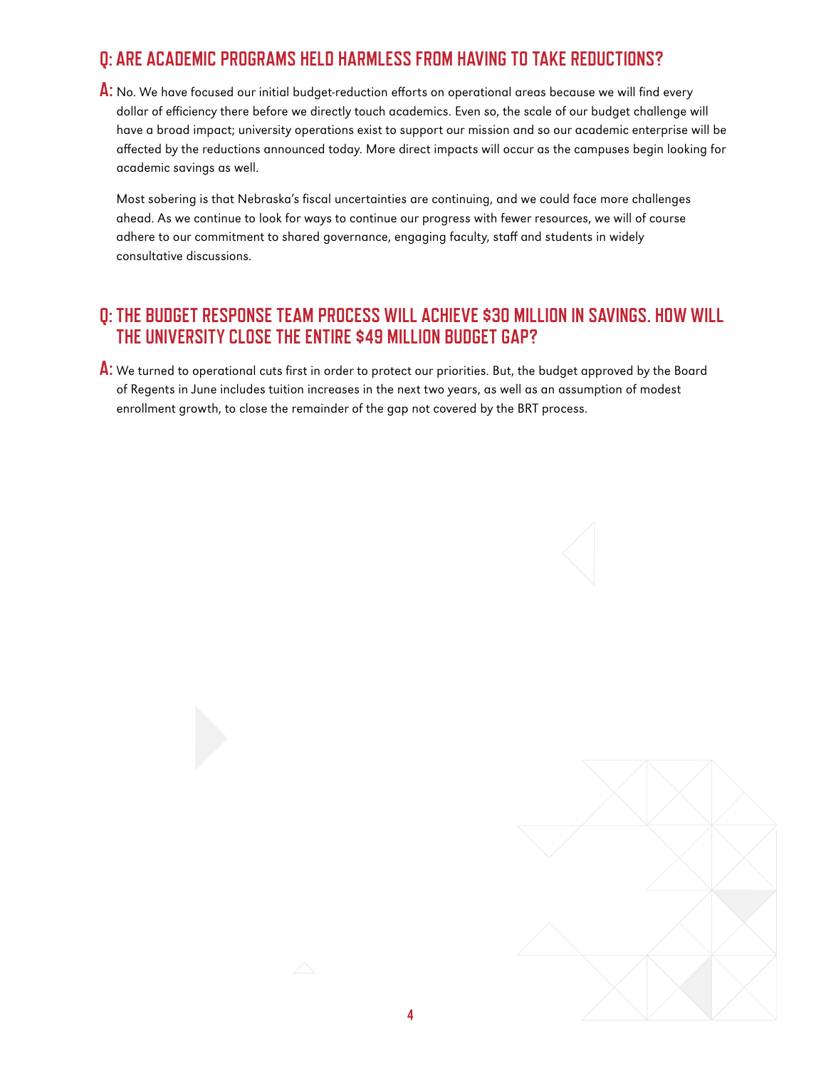## Q: ARE ACADEMIC PROGRAMS HELD HARMLESS FROM HAVING TO TAKE REDUCTIONS?

**A:** No. We have focused our initial budget-reduction efforts on operational areas because we will find every dollar of efficiency there before we directly touch academics. Even so, the scale of our budget challenge will have a broad impact; university operations exist to support our mission and so our academic enterprise will be affected by the reductions announced today. More direct impacts will occur as the campuses begin looking for academic savings as well.

Most sobering is that Nebraska's fiscal uncertainties are continuing, and we could face more challenges ahead. As we continue to look for ways to continue our progress with fewer resources, we will of course adhere to our commitment to shared governance, engaging faculty, staff and students in widely consultative discussions.

## Q: THE BUDGET RESPONSE TEAM PROCESS WILL ACHIEVE $30 MILLION IN SAVINGS. HOW WILL THE UNIVERSITY CLOSE THE ENTIRE $49 MILLION BUDGET GAP?

**A:** We turned to operational cuts first in order to protect our priorities. But, the budget approved by the Board of Regents in June includes tuition increases in the next two years, as well as an assumption of modest enrollment growth, to close the remainder of the gap not covered by the BRT process.